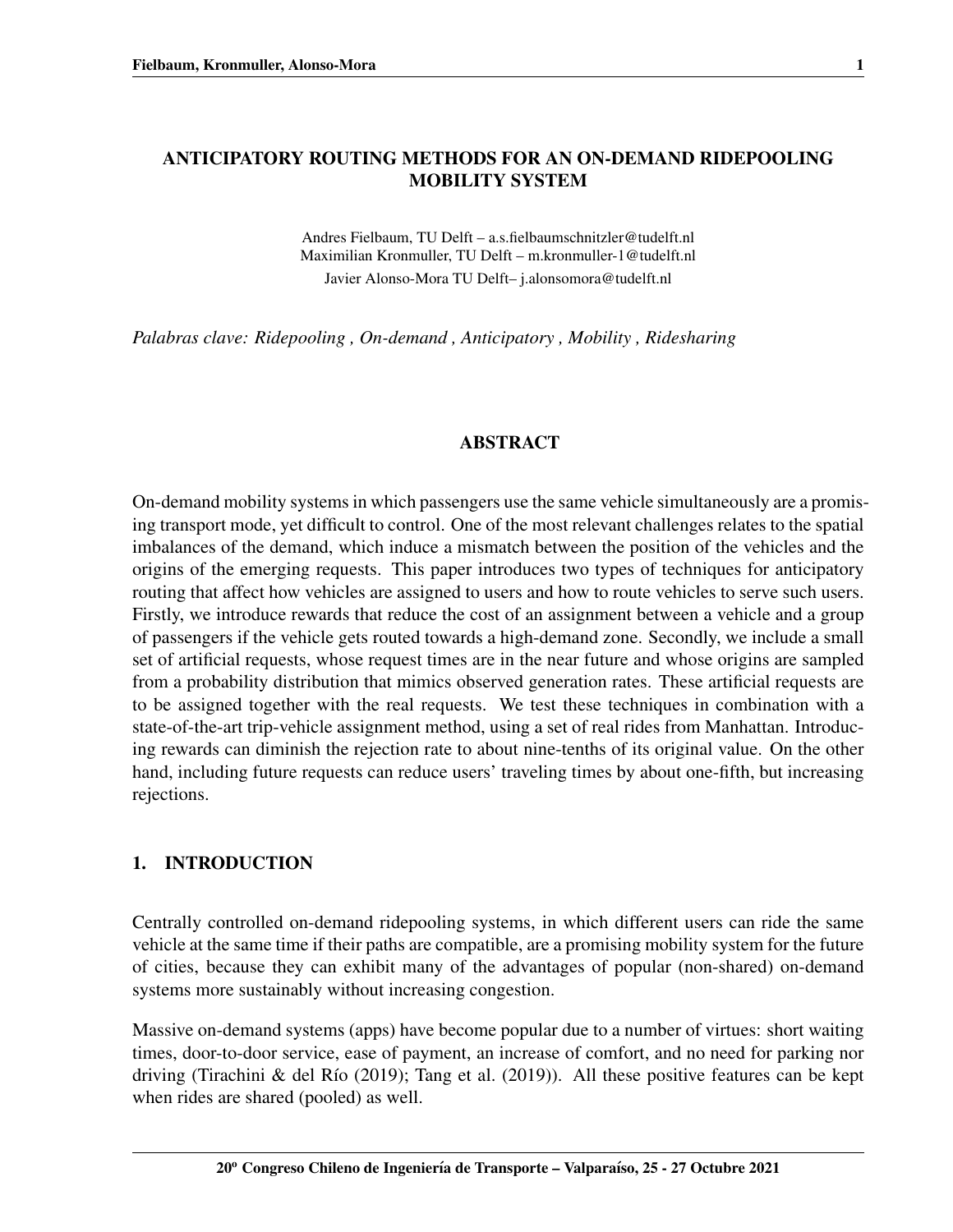# ANTICIPATORY ROUTING METHODS FOR AN ON-DEMAND RIDEPOOLING MOBILITY SYSTEM

Andres Fielbaum, TU Delft – a.s.fielbaumschnitzler@tudelft.nl
Maximilian Kronmuller, TU Delft – m.kronmuller-1@tudelft.nl
Javier Alonso-Mora TU Delft– j.alonsomora@tudelft.nl

*Palabras clave: Ridepooling , On-demand , Anticipatory , Mobility , Ridesharing*

## ABSTRACT

On-demand mobility systems in which passengers use the same vehicle simultaneously are a promising transport mode, yet difficult to control. One of the most relevant challenges relates to the spatial imbalances of the demand, which induce a mismatch between the position of the vehicles and the origins of the emerging requests. This paper introduces two types of techniques for anticipatory routing that affect how vehicles are assigned to users and how to route vehicles to serve such users. Firstly, we introduce rewards that reduce the cost of an assignment between a vehicle and a group of passengers if the vehicle gets routed towards a high-demand zone. Secondly, we include a small set of artificial requests, whose request times are in the near future and whose origins are sampled from a probability distribution that mimics observed generation rates. These artificial requests are to be assigned together with the real requests. We test these techniques in combination with a state-of-the-art trip-vehicle assignment method, using a set of real rides from Manhattan. Introducing rewards can diminish the rejection rate to about nine-tenths of its original value. On the other hand, including future requests can reduce users' traveling times by about one-fifth, but increasing rejections.

## 1. INTRODUCTION

Centrally controlled on-demand ridepooling systems, in which different users can ride the same vehicle at the same time if their paths are compatible, are a promising mobility system for the future of cities, because they can exhibit many of the advantages of popular (non-shared) on-demand systems more sustainably without increasing congestion.

Massive on-demand systems (apps) have become popular due to a number of virtues: short waiting times, door-to-door service, ease of payment, an increase of comfort, and no need for parking nor driving (Tirachini & del Río (2019); Tang et al. (2019)). All these positive features can be kept when rides are shared (pooled) as well.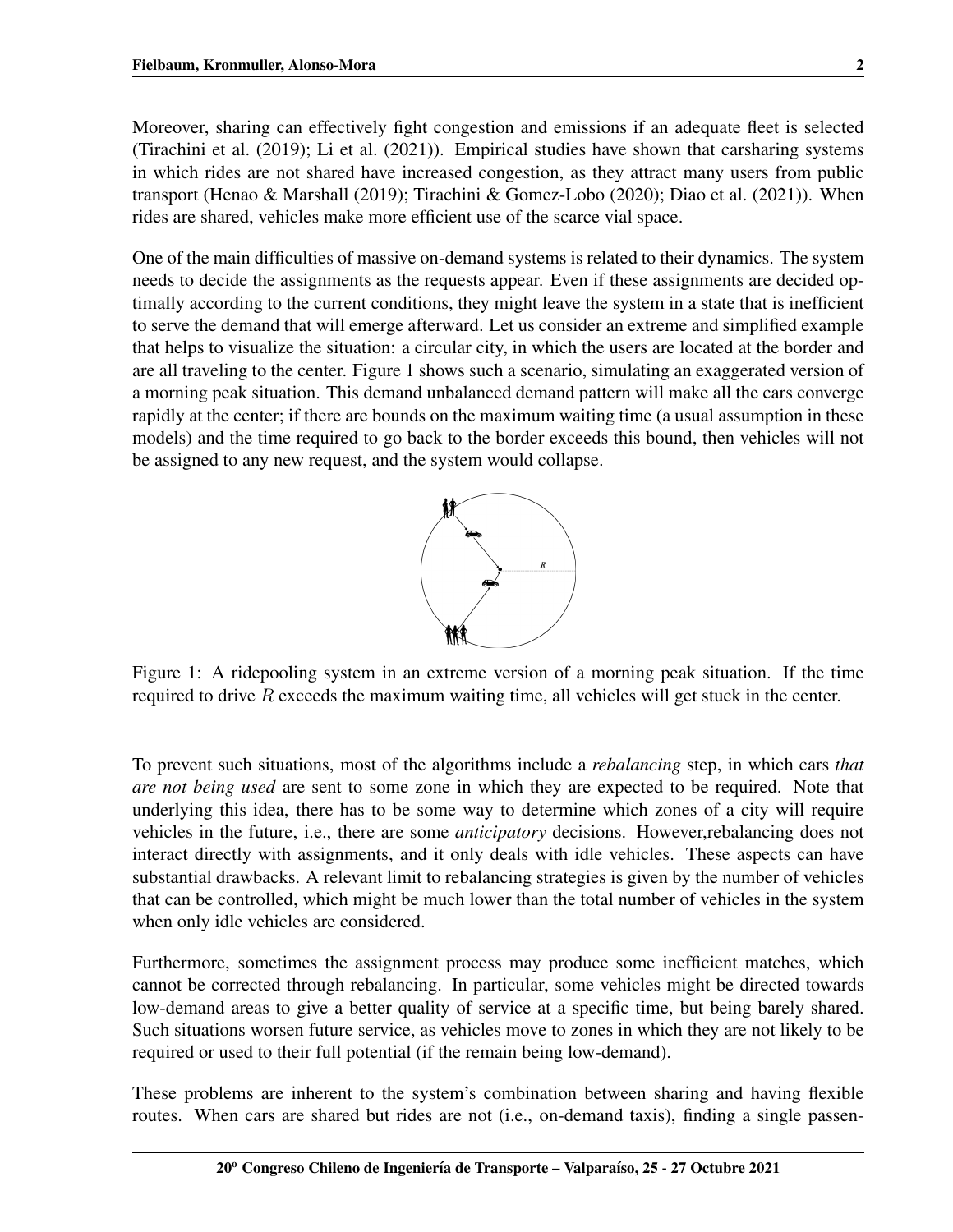Moreover, sharing can effectively fight congestion and emissions if an adequate fleet is selected (Tirachini et al. (2019); Li et al. (2021)). Empirical studies have shown that carsharing systems in which rides are not shared have increased congestion, as they attract many users from public transport (Henao & Marshall (2019); Tirachini & Gomez-Lobo (2020); Diao et al. (2021)). When rides are shared, vehicles make more efficient use of the scarce vial space.

One of the main difficulties of massive on-demand systems is related to their dynamics. The system needs to decide the assignments as the requests appear. Even if these assignments are decided optimally according to the current conditions, they might leave the system in a state that is inefficient to serve the demand that will emerge afterward. Let us consider an extreme and simplified example that helps to visualize the situation: a circular city, in which the users are located at the border and are all traveling to the center. Figure 1 shows such a scenario, simulating an exaggerated version of a morning peak situation. This demand unbalanced demand pattern will make all the cars converge rapidly at the center; if there are bounds on the maximum waiting time (a usual assumption in these models) and the time required to go back to the border exceeds this bound, then vehicles will not be assigned to any new request, and the system would collapse.

Figure 1: A ridepooling system in an extreme version of a morning peak situation. If the time required to drive $R$ exceeds the maximum waiting time, all vehicles will get stuck in the center.

To prevent such situations, most of the algorithms include a *rebalancing* step, in which cars *that are not being used* are sent to some zone in which they are expected to be required. Note that underlying this idea, there has to be some way to determine which zones of a city will require vehicles in the future, i.e., there are some *anticipatory* decisions. However,rebalancing does not interact directly with assignments, and it only deals with idle vehicles. These aspects can have substantial drawbacks. A relevant limit to rebalancing strategies is given by the number of vehicles that can be controlled, which might be much lower than the total number of vehicles in the system when only idle vehicles are considered.

Furthermore, sometimes the assignment process may produce some inefficient matches, which cannot be corrected through rebalancing. In particular, some vehicles might be directed towards low-demand areas to give a better quality of service at a specific time, but being barely shared. Such situations worsen future service, as vehicles move to zones in which they are not likely to be required or used to their full potential (if the remain being low-demand).

These problems are inherent to the system's combination between sharing and having flexible routes. When cars are shared but rides are not (i.e., on-demand taxis), finding a single passen-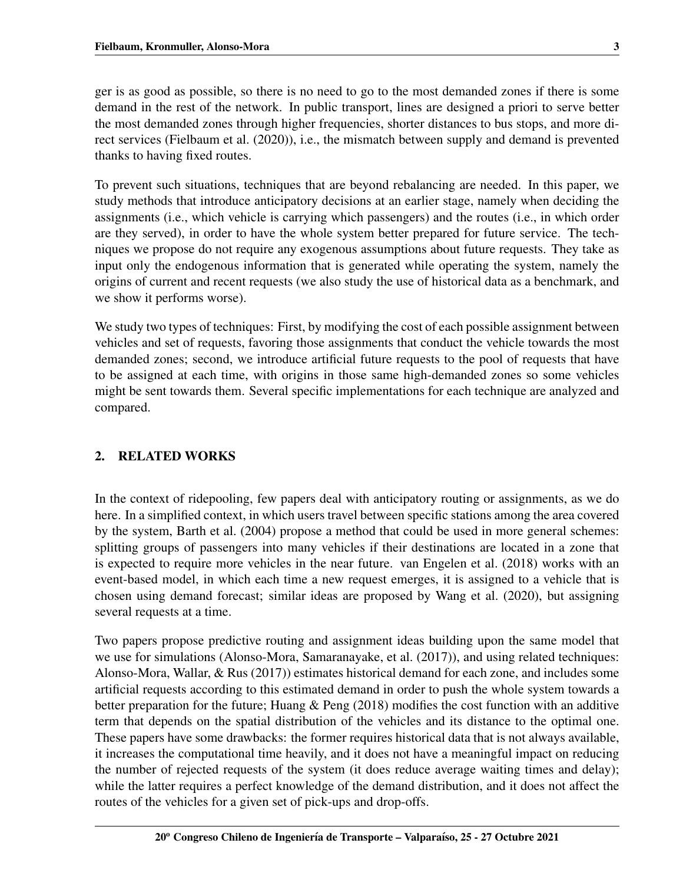ger is as good as possible, so there is no need to go to the most demanded zones if there is some demand in the rest of the network. In public transport, lines are designed a priori to serve better the most demanded zones through higher frequencies, shorter distances to bus stops, and more direct services (Fielbaum et al. (2020)), i.e., the mismatch between supply and demand is prevented thanks to having fixed routes.

To prevent such situations, techniques that are beyond rebalancing are needed. In this paper, we study methods that introduce anticipatory decisions at an earlier stage, namely when deciding the assignments (i.e., which vehicle is carrying which passengers) and the routes (i.e., in which order are they served), in order to have the whole system better prepared for future service. The techniques we propose do not require any exogenous assumptions about future requests. They take as input only the endogenous information that is generated while operating the system, namely the origins of current and recent requests (we also study the use of historical data as a benchmark, and we show it performs worse).

We study two types of techniques: First, by modifying the cost of each possible assignment between vehicles and set of requests, favoring those assignments that conduct the vehicle towards the most demanded zones; second, we introduce artificial future requests to the pool of requests that have to be assigned at each time, with origins in those same high-demanded zones so some vehicles might be sent towards them. Several specific implementations for each technique are analyzed and compared.

## 2. RELATED WORKS

In the context of ridepooling, few papers deal with anticipatory routing or assignments, as we do here. In a simplified context, in which users travel between specific stations among the area covered by the system, Barth et al. (2004) propose a method that could be used in more general schemes: splitting groups of passengers into many vehicles if their destinations are located in a zone that is expected to require more vehicles in the near future. van Engelen et al. (2018) works with an event-based model, in which each time a new request emerges, it is assigned to a vehicle that is chosen using demand forecast; similar ideas are proposed by Wang et al. (2020), but assigning several requests at a time.

Two papers propose predictive routing and assignment ideas building upon the same model that we use for simulations (Alonso-Mora, Samaranayake, et al. (2017)), and using related techniques: Alonso-Mora, Wallar, & Rus (2017)) estimates historical demand for each zone, and includes some artificial requests according to this estimated demand in order to push the whole system towards a better preparation for the future; Huang & Peng (2018) modifies the cost function with an additive term that depends on the spatial distribution of the vehicles and its distance to the optimal one. These papers have some drawbacks: the former requires historical data that is not always available, it increases the computational time heavily, and it does not have a meaningful impact on reducing the number of rejected requests of the system (it does reduce average waiting times and delay); while the latter requires a perfect knowledge of the demand distribution, and it does not affect the routes of the vehicles for a given set of pick-ups and drop-offs.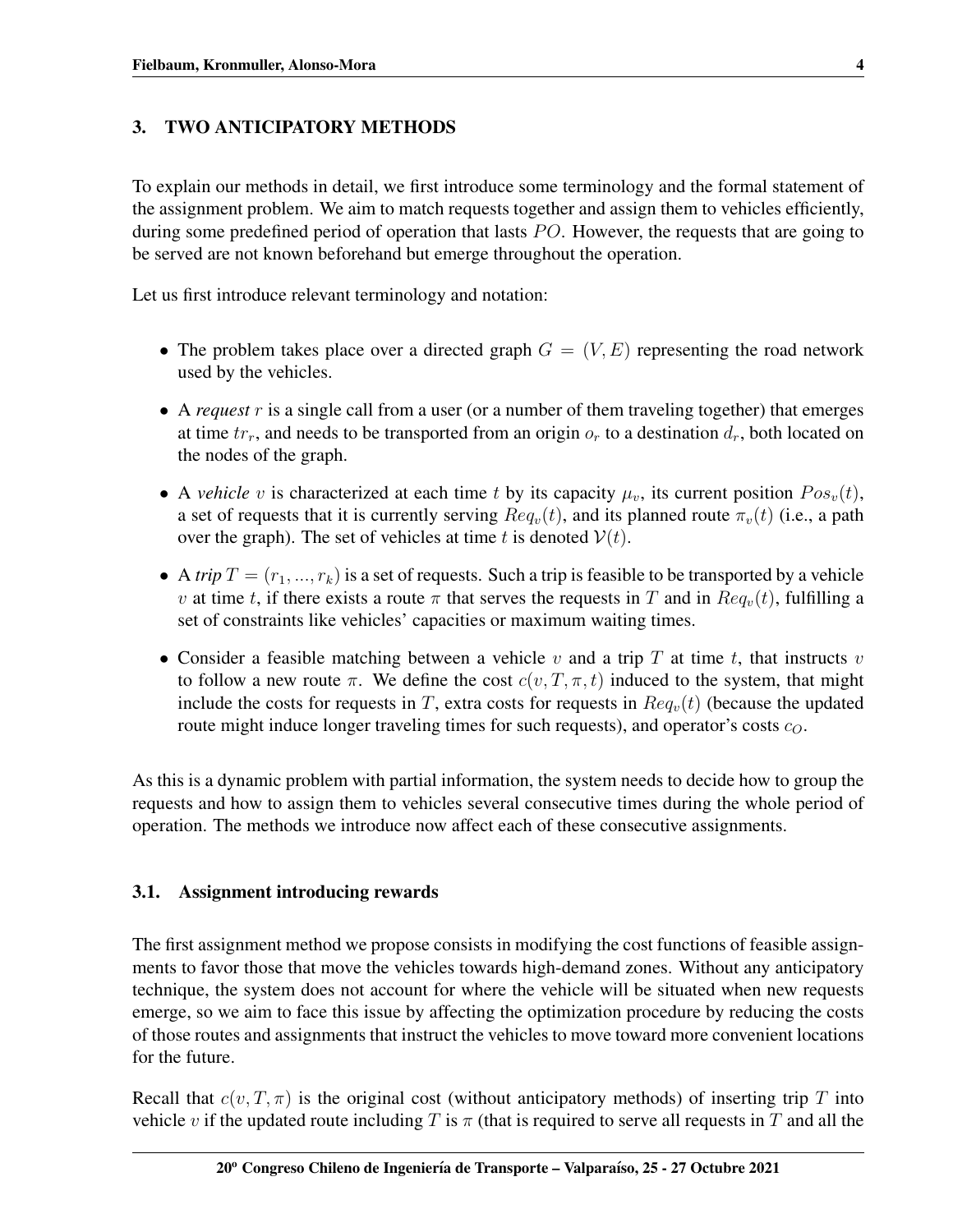## 3. TWO ANTICIPATORY METHODS

To explain our methods in detail, we first introduce some terminology and the formal statement of the assignment problem. We aim to match requests together and assign them to vehicles efficiently, during some predefined period of operation that lasts $PO$. However, the requests that are going to be served are not known beforehand but emerge throughout the operation.

Let us first introduce relevant terminology and notation:

- The problem takes place over a directed graph $G = (V, E)$ representing the road network used by the vehicles.
- A *request* $r$ is a single call from a user (or a number of them traveling together) that emerges at time $tr_r$, and needs to be transported from an origin $o_r$ to a destination $d_r$, both located on the nodes of the graph.
- A *vehicle* $v$ is characterized at each time $t$ by its capacity $\mu_v$, its current position $Pos_v(t)$, a set of requests that it is currently serving $Req_v(t)$, and its planned route $\pi_v(t)$ (i.e., a path over the graph). The set of vehicles at time $t$ is denoted $\mathcal{V}(t)$.
- A *trip* $T = (r_1, ..., r_k)$ is a set of requests. Such a trip is feasible to be transported by a vehicle $v$ at time $t$, if there exists a route $\pi$ that serves the requests in $T$ and in $Req_v(t)$, fulfilling a set of constraints like vehicles' capacities or maximum waiting times.
- Consider a feasible matching between a vehicle $v$ and a trip $T$ at time $t$, that instructs $v$ to follow a new route $\pi$. We define the cost $c(v, T, \pi, t)$ induced to the system, that might include the costs for requests in $T$, extra costs for requests in $Req_v(t)$ (because the updated route might induce longer traveling times for such requests), and operator's costs $c_O$.

As this is a dynamic problem with partial information, the system needs to decide how to group the requests and how to assign them to vehicles several consecutive times during the whole period of operation. The methods we introduce now affect each of these consecutive assignments.

### 3.1. Assignment introducing rewards

The first assignment method we propose consists in modifying the cost functions of feasible assignments to favor those that move the vehicles towards high-demand zones. Without any anticipatory technique, the system does not account for where the vehicle will be situated when new requests emerge, so we aim to face this issue by affecting the optimization procedure by reducing the costs of those routes and assignments that instruct the vehicles to move toward more convenient locations for the future.

Recall that $c(v, T, \pi)$ is the original cost (without anticipatory methods) of inserting trip $T$ into vehicle $v$ if the updated route including $T$ is $\pi$ (that is required to serve all requests in $T$ and all the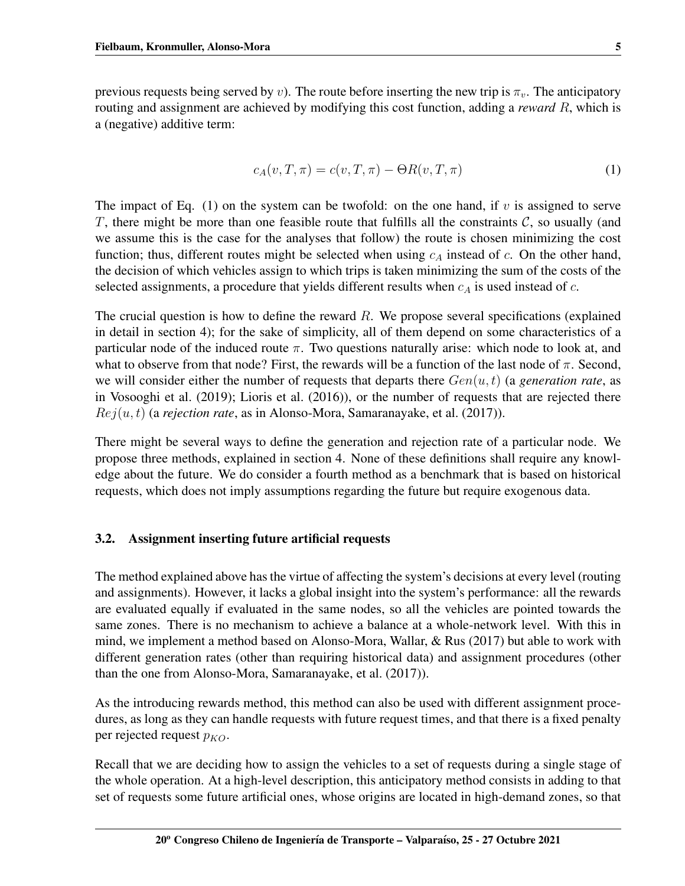previous requests being served by $v$). The route before inserting the new trip is $\pi_v$. The anticipatory routing and assignment are achieved by modifying this cost function, adding a *reward* $R$, which is a (negative) additive term:

$$c_A(v, T, \pi) = c(v, T, \pi) - \Theta R(v, T, \pi) \tag{1}$$

The impact of Eq. (1) on the system can be twofold: on the one hand, if $v$ is assigned to serve $T$, there might be more than one feasible route that fulfills all the constraints $\mathcal{C}$, so usually (and we assume this is the case for the analyses that follow) the route is chosen minimizing the cost function; thus, different routes might be selected when using $c_A$ instead of $c$. On the other hand, the decision of which vehicles assign to which trips is taken minimizing the sum of the costs of the selected assignments, a procedure that yields different results when $c_A$ is used instead of $c$.

The crucial question is how to define the reward $R$. We propose several specifications (explained in detail in section 4); for the sake of simplicity, all of them depend on some characteristics of a particular node of the induced route $\pi$. Two questions naturally arise: which node to look at, and what to observe from that node? First, the rewards will be a function of the last node of $\pi$. Second, we will consider either the number of requests that departs there $Gen(u, t)$ (a *generation rate*, as in Vosooghi et al. (2019); Lioris et al. (2016)), or the number of requests that are rejected there $Rej(u, t)$ (a *rejection rate*, as in Alonso-Mora, Samaranayake, et al. (2017)).

There might be several ways to define the generation and rejection rate of a particular node. We propose three methods, explained in section 4. None of these definitions shall require any knowledge about the future. We do consider a fourth method as a benchmark that is based on historical requests, which does not imply assumptions regarding the future but require exogenous data.

### 3.2. Assignment inserting future artificial requests

The method explained above has the virtue of affecting the system's decisions at every level (routing and assignments). However, it lacks a global insight into the system's performance: all the rewards are evaluated equally if evaluated in the same nodes, so all the vehicles are pointed towards the same zones. There is no mechanism to achieve a balance at a whole-network level. With this in mind, we implement a method based on Alonso-Mora, Wallar, & Rus (2017) but able to work with different generation rates (other than requiring historical data) and assignment procedures (other than the one from Alonso-Mora, Samaranayake, et al. (2017)).

As the introducing rewards method, this method can also be used with different assignment procedures, as long as they can handle requests with future request times, and that there is a fixed penalty per rejected request $p_{KO}$.

Recall that we are deciding how to assign the vehicles to a set of requests during a single stage of the whole operation. At a high-level description, this anticipatory method consists in adding to that set of requests some future artificial ones, whose origins are located in high-demand zones, so that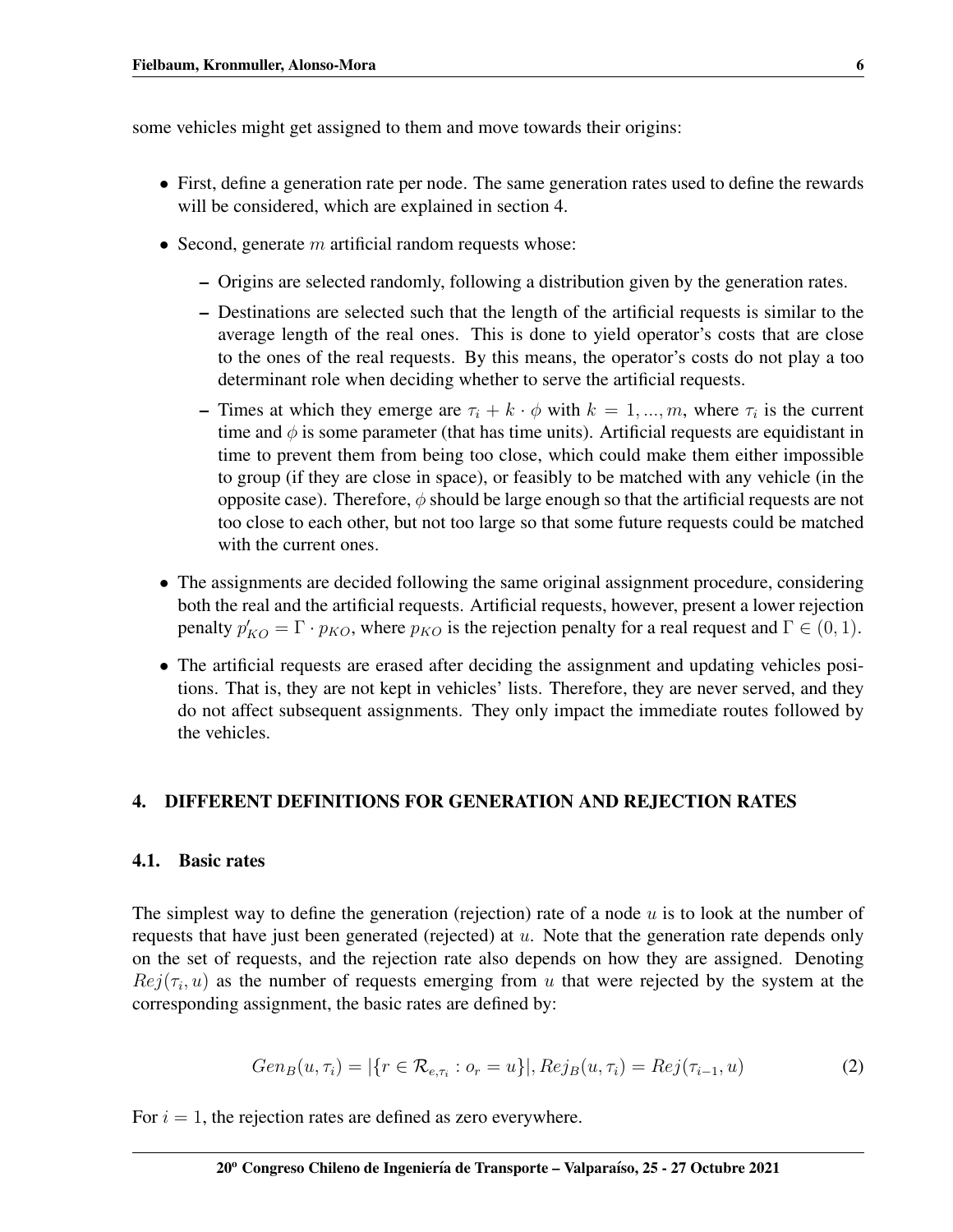some vehicles might get assigned to them and move towards their origins:

- First, define a generation rate per node. The same generation rates used to define the rewards will be considered, which are explained in section 4.
- Second, generate $m$ artificial random requests whose:
  - Origins are selected randomly, following a distribution given by the generation rates.
  - Destinations are selected such that the length of the artificial requests is similar to the average length of the real ones. This is done to yield operator's costs that are close to the ones of the real requests. By this means, the operator's costs do not play a too determinant role when deciding whether to serve the artificial requests.
  - Times at which they emerge are $\tau_i + k \cdot \phi$ with $k = 1, ..., m$, where $\tau_i$ is the current time and $\phi$ is some parameter (that has time units). Artificial requests are equidistant in time to prevent them from being too close, which could make them either impossible to group (if they are close in space), or feasibly to be matched with any vehicle (in the opposite case). Therefore, $\phi$ should be large enough so that the artificial requests are not too close to each other, but not too large so that some future requests could be matched with the current ones.
- The assignments are decided following the same original assignment procedure, considering both the real and the artificial requests. Artificial requests, however, present a lower rejection penalty $p'_{KO} = \Gamma \cdot p_{KO}$, where $p_{KO}$ is the rejection penalty for a real request and $\Gamma \in (0, 1)$.
- The artificial requests are erased after deciding the assignment and updating vehicles positions. That is, they are not kept in vehicles' lists. Therefore, they are never served, and they do not affect subsequent assignments. They only impact the immediate routes followed by the vehicles.

## 4. DIFFERENT DEFINITIONS FOR GENERATION AND REJECTION RATES

### 4.1. Basic rates

The simplest way to define the generation (rejection) rate of a node $u$ is to look at the number of requests that have just been generated (rejected) at $u$. Note that the generation rate depends only on the set of requests, and the rejection rate also depends on how they are assigned. Denoting $Rej(\tau_i, u)$ as the number of requests emerging from $u$ that were rejected by the system at the corresponding assignment, the basic rates are defined by:

$$Gen_B(u, \tau_i) = |\{r \in \mathcal{R}_{e,\tau_i} : o_r = u\}|, Rej_B(u, \tau_i) = Rej(\tau_{i-1}, u) \tag{2}$$

For $i = 1$, the rejection rates are defined as zero everywhere.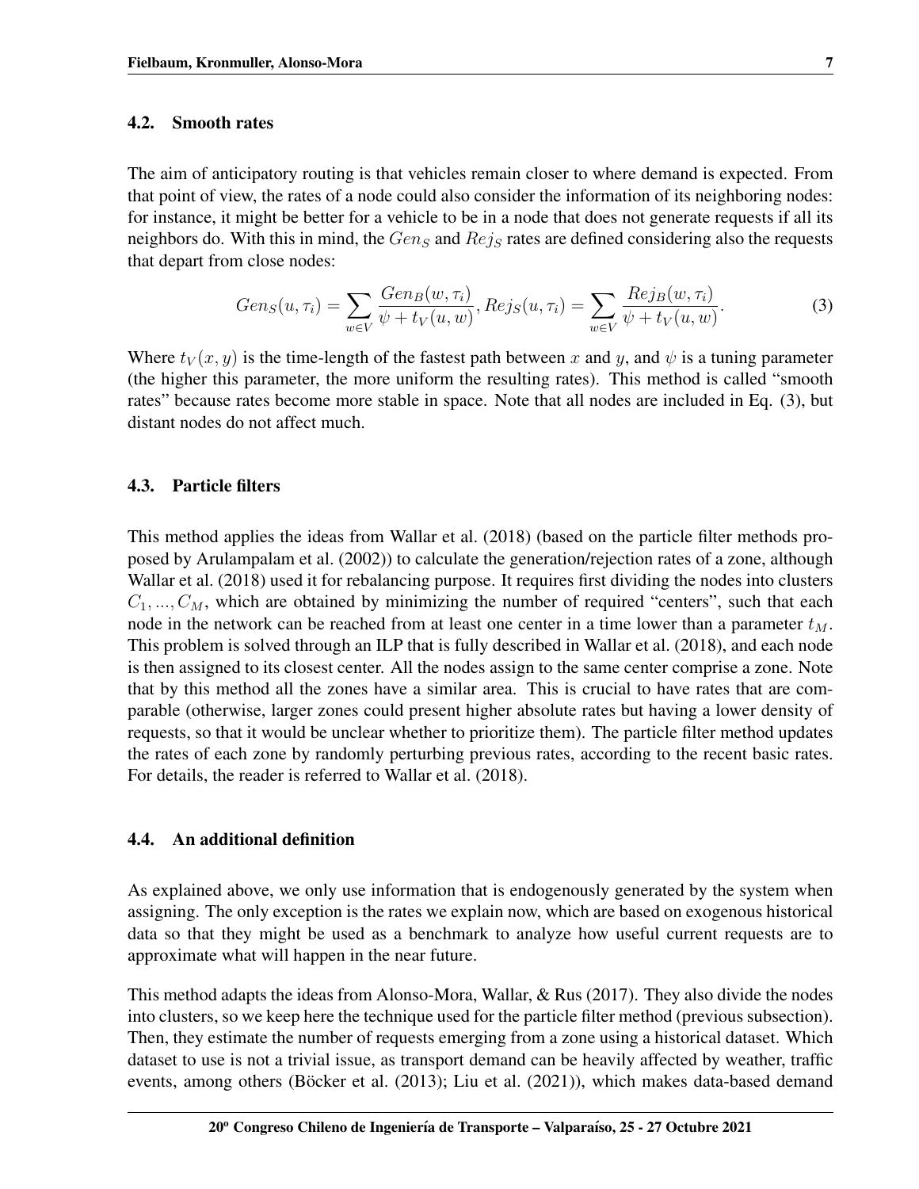### 4.2. Smooth rates

The aim of anticipatory routing is that vehicles remain closer to where demand is expected. From that point of view, the rates of a node could also consider the information of its neighboring nodes: for instance, it might be better for a vehicle to be in a node that does not generate requests if all its neighbors do. With this in mind, the $Gen_S$ and $Rej_S$ rates are defined considering also the requests that depart from close nodes:

$$Gen_S(u, \tau_i) = \sum_{w \in V} \frac{Gen_B(w, \tau_i)}{\psi + t_V(u, w)}, Rej_S(u, \tau_i) = \sum_{w \in V} \frac{Rej_B(w, \tau_i)}{\psi + t_V(u, w)}. \tag{3}$$

Where $t_V(x, y)$ is the time-length of the fastest path between $x$ and $y$, and $\psi$ is a tuning parameter (the higher this parameter, the more uniform the resulting rates). This method is called "smooth rates" because rates become more stable in space. Note that all nodes are included in Eq. (3), but distant nodes do not affect much.

### 4.3. Particle filters

This method applies the ideas from Wallar et al. (2018) (based on the particle filter methods proposed by Arulampalam et al. (2002)) to calculate the generation/rejection rates of a zone, although Wallar et al. (2018) used it for rebalancing purpose. It requires first dividing the nodes into clusters $C_1, ..., C_M$, which are obtained by minimizing the number of required "centers", such that each node in the network can be reached from at least one center in a time lower than a parameter $t_M$. This problem is solved through an ILP that is fully described in Wallar et al. (2018), and each node is then assigned to its closest center. All the nodes assign to the same center comprise a zone. Note that by this method all the zones have a similar area. This is crucial to have rates that are comparable (otherwise, larger zones could present higher absolute rates but having a lower density of requests, so that it would be unclear whether to prioritize them). The particle filter method updates the rates of each zone by randomly perturbing previous rates, according to the recent basic rates. For details, the reader is referred to Wallar et al. (2018).

### 4.4. An additional definition

As explained above, we only use information that is endogenously generated by the system when assigning. The only exception is the rates we explain now, which are based on exogenous historical data so that they might be used as a benchmark to analyze how useful current requests are to approximate what will happen in the near future.

This method adapts the ideas from Alonso-Mora, Wallar, & Rus (2017). They also divide the nodes into clusters, so we keep here the technique used for the particle filter method (previous subsection). Then, they estimate the number of requests emerging from a zone using a historical dataset. Which dataset to use is not a trivial issue, as transport demand can be heavily affected by weather, traffic events, among others (Böcker et al. (2013); Liu et al. (2021)), which makes data-based demand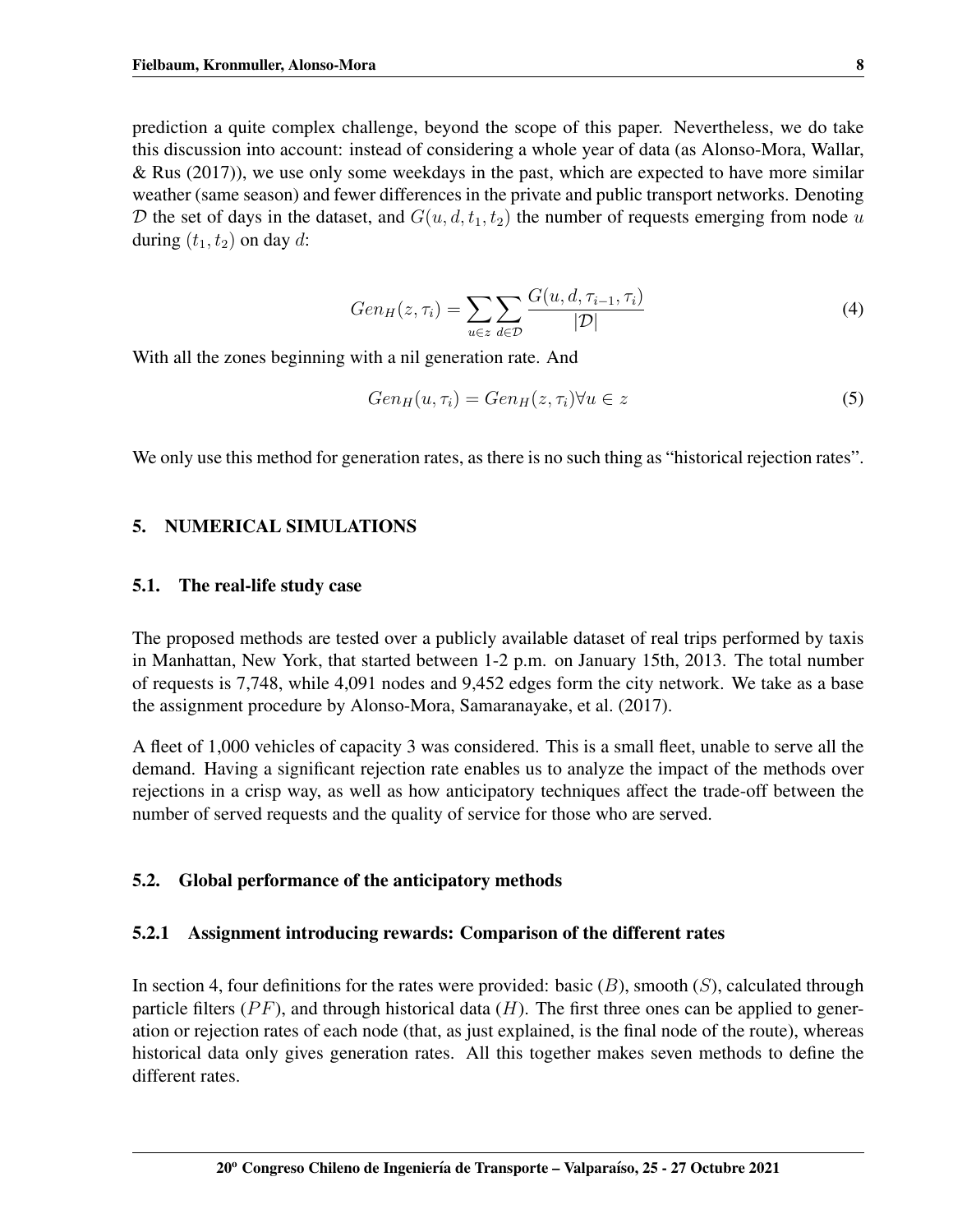prediction a quite complex challenge, beyond the scope of this paper. Nevertheless, we do take this discussion into account: instead of considering a whole year of data (as Alonso-Mora, Wallar, & Rus (2017)), we use only some weekdays in the past, which are expected to have more similar weather (same season) and fewer differences in the private and public transport networks. Denoting $\mathcal{D}$ the set of days in the dataset, and $G(u, d, t_1, t_2)$ the number of requests emerging from node $u$ during $(t_1, t_2)$ on day $d$:

$$Gen_H(z, \tau_i) = \sum_{u \in z} \sum_{d \in \mathcal{D}} \frac{G(u, d, \tau_{i-1}, \tau_i)}{|\mathcal{D}|} \tag{4}$$

With all the zones beginning with a nil generation rate. And

$$Gen_H(u, \tau_i) = Gen_H(z, \tau_i) \forall u \in z \tag{5}$$

We only use this method for generation rates, as there is no such thing as "historical rejection rates".

## 5. NUMERICAL SIMULATIONS

### 5.1. The real-life study case

The proposed methods are tested over a publicly available dataset of real trips performed by taxis in Manhattan, New York, that started between 1-2 p.m. on January 15th, 2013. The total number of requests is 7,748, while 4,091 nodes and 9,452 edges form the city network. We take as a base the assignment procedure by Alonso-Mora, Samaranayake, et al. (2017).

A fleet of 1,000 vehicles of capacity 3 was considered. This is a small fleet, unable to serve all the demand. Having a significant rejection rate enables us to analyze the impact of the methods over rejections in a crisp way, as well as how anticipatory techniques affect the trade-off between the number of served requests and the quality of service for those who are served.

### 5.2. Global performance of the anticipatory methods

#### 5.2.1 Assignment introducing rewards: Comparison of the different rates

In section 4, four definitions for the rates were provided: basic ($B$), smooth ($S$), calculated through particle filters ($PF$), and through historical data ($H$). The first three ones can be applied to generation or rejection rates of each node (that, as just explained, is the final node of the route), whereas historical data only gives generation rates. All this together makes seven methods to define the different rates.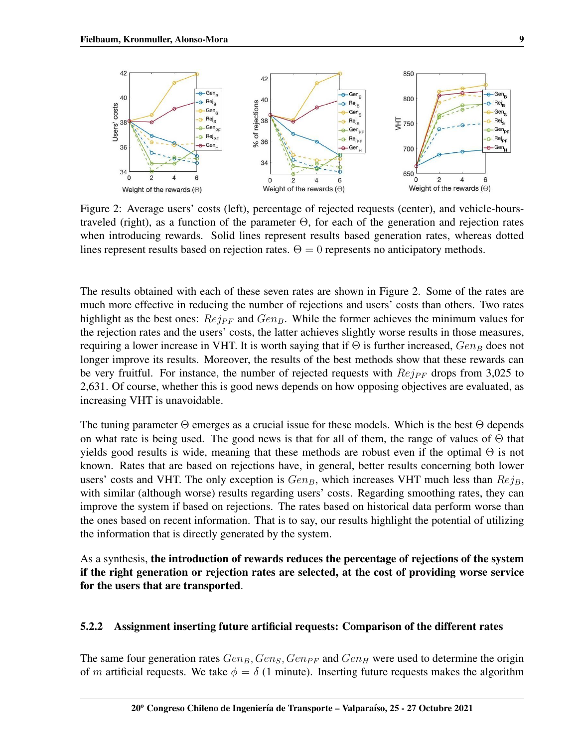Figure 2: Average users' costs (left), percentage of rejected requests (center), and vehicle-hours-traveled (right), as a function of the parameter $\Theta$, for each of the generation and rejection rates when introducing rewards. Solid lines represent results based generation rates, whereas dotted lines represent results based on rejection rates. $\Theta = 0$ represents no anticipatory methods.

The results obtained with each of these seven rates are shown in Figure 2. Some of the rates are much more effective in reducing the number of rejections and users' costs than others. Two rates highlight as the best ones: $Rej_{PF}$ and $Gen_B$. While the former achieves the minimum values for the rejection rates and the users' costs, the latter achieves slightly worse results in those measures, requiring a lower increase in VHT. It is worth saying that if $\Theta$ is further increased, $Gen_B$ does not longer improve its results. Moreover, the results of the best methods show that these rewards can be very fruitful. For instance, the number of rejected requests with $Rej_{PF}$ drops from 3,025 to 2,631. Of course, whether this is good news depends on how opposing objectives are evaluated, as increasing VHT is unavoidable.

The tuning parameter $\Theta$ emerges as a crucial issue for these models. Which is the best $\Theta$ depends on what rate is being used. The good news is that for all of them, the range of values of $\Theta$ that yields good results is wide, meaning that these methods are robust even if the optimal $\Theta$ is not known. Rates that are based on rejections have, in general, better results concerning both lower users' costs and VHT. The only exception is $Gen_B$, which increases VHT much less than $Rej_B$, with similar (although worse) results regarding users' costs. Regarding smoothing rates, they can improve the system if based on rejections. The rates based on historical data perform worse than the ones based on recent information. That is to say, our results highlight the potential of utilizing the information that is directly generated by the system.

As a synthesis, **the introduction of rewards reduces the percentage of rejections of the system if the right generation or rejection rates are selected, at the cost of providing worse service for the users that are transported**.

### 5.2.2 Assignment inserting future artificial requests: Comparison of the different rates

The same four generation rates $Gen_B, Gen_S, Gen_{PF}$ and $Gen_H$ were used to determine the origin of $m$ artificial requests. We take $\phi = \delta$ (1 minute). Inserting future requests makes the algorithm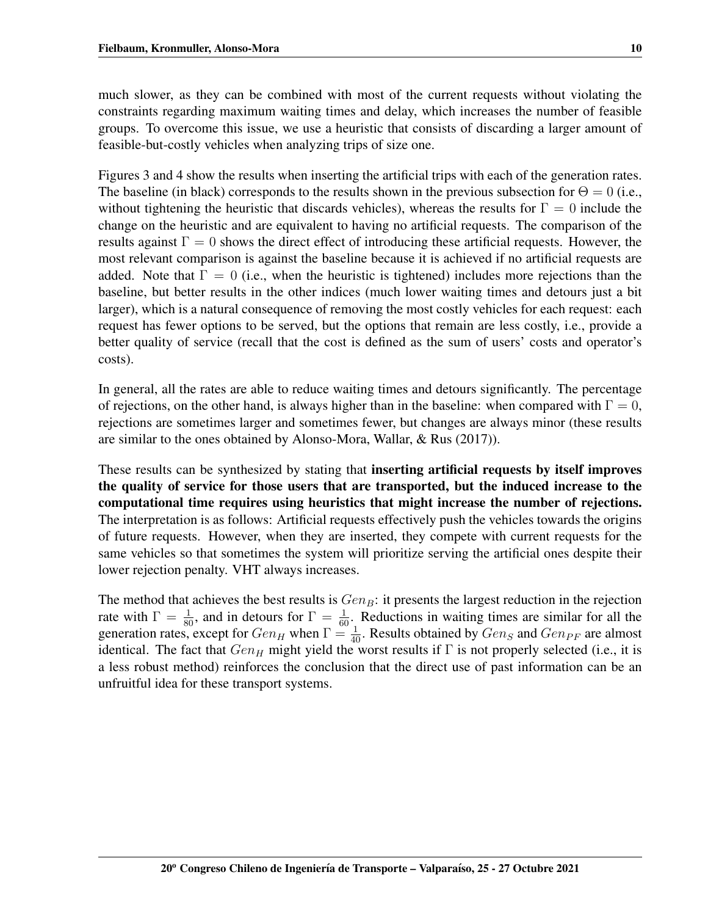much slower, as they can be combined with most of the current requests without violating the constraints regarding maximum waiting times and delay, which increases the number of feasible groups. To overcome this issue, we use a heuristic that consists of discarding a larger amount of feasible-but-costly vehicles when analyzing trips of size one.

Figures 3 and 4 show the results when inserting the artificial trips with each of the generation rates. The baseline (in black) corresponds to the results shown in the previous subsection for $\Theta = 0$ (i.e., without tightening the heuristic that discards vehicles), whereas the results for $\Gamma = 0$ include the change on the heuristic and are equivalent to having no artificial requests. The comparison of the results against $\Gamma = 0$ shows the direct effect of introducing these artificial requests. However, the most relevant comparison is against the baseline because it is achieved if no artificial requests are added. Note that $\Gamma = 0$ (i.e., when the heuristic is tightened) includes more rejections than the baseline, but better results in the other indices (much lower waiting times and detours just a bit larger), which is a natural consequence of removing the most costly vehicles for each request: each request has fewer options to be served, but the options that remain are less costly, i.e., provide a better quality of service (recall that the cost is defined as the sum of users' costs and operator's costs).

In general, all the rates are able to reduce waiting times and detours significantly. The percentage of rejections, on the other hand, is always higher than in the baseline: when compared with $\Gamma = 0$, rejections are sometimes larger and sometimes fewer, but changes are always minor (these results are similar to the ones obtained by Alonso-Mora, Wallar, & Rus (2017)).

These results can be synthesized by stating that **inserting artificial requests by itself improves the quality of service for those users that are transported, but the induced increase to the computational time requires using heuristics that might increase the number of rejections.** The interpretation is as follows: Artificial requests effectively push the vehicles towards the origins of future requests. However, when they are inserted, they compete with current requests for the same vehicles so that sometimes the system will prioritize serving the artificial ones despite their lower rejection penalty. VHT always increases.

The method that achieves the best results is $Gen_B$: it presents the largest reduction in the rejection rate with $\Gamma = \frac{1}{80}$, and in detours for $\Gamma = \frac{1}{60}$. Reductions in waiting times are similar for all the generation rates, except for $Gen_H$ when $\Gamma = \frac{1}{40}$. Results obtained by $Gen_S$ and $Gen_{PF}$ are almost identical. The fact that $Gen_H$ might yield the worst results if $\Gamma$ is not properly selected (i.e., it is a less robust method) reinforces the conclusion that the direct use of past information can be an unfruitful idea for these transport systems.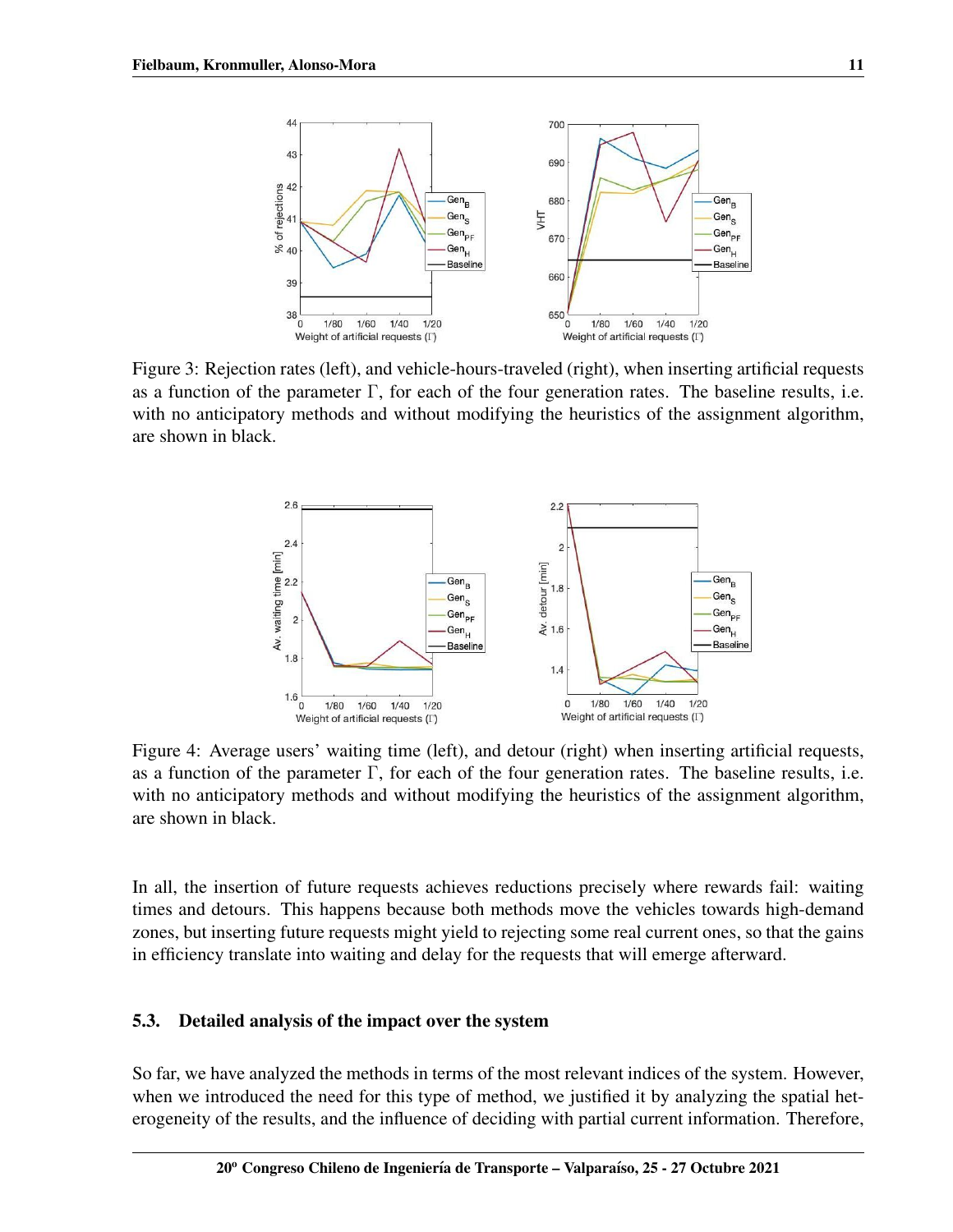Figure 3: Rejection rates (left), and vehicle-hours-traveled (right), when inserting artificial requests as a function of the parameter Γ, for each of the four generation rates. The baseline results, i.e. with no anticipatory methods and without modifying the heuristics of the assignment algorithm, are shown in black.

Figure 4: Average users' waiting time (left), and detour (right) when inserting artificial requests, as a function of the parameter Γ, for each of the four generation rates. The baseline results, i.e. with no anticipatory methods and without modifying the heuristics of the assignment algorithm, are shown in black.

In all, the insertion of future requests achieves reductions precisely where rewards fail: waiting times and detours. This happens because both methods move the vehicles towards high-demand zones, but inserting future requests might yield to rejecting some real current ones, so that the gains in efficiency translate into waiting and delay for the requests that will emerge afterward.

### 5.3. Detailed analysis of the impact over the system

So far, we have analyzed the methods in terms of the most relevant indices of the system. However, when we introduced the need for this type of method, we justified it by analyzing the spatial heterogeneity of the results, and the influence of deciding with partial current information. Therefore,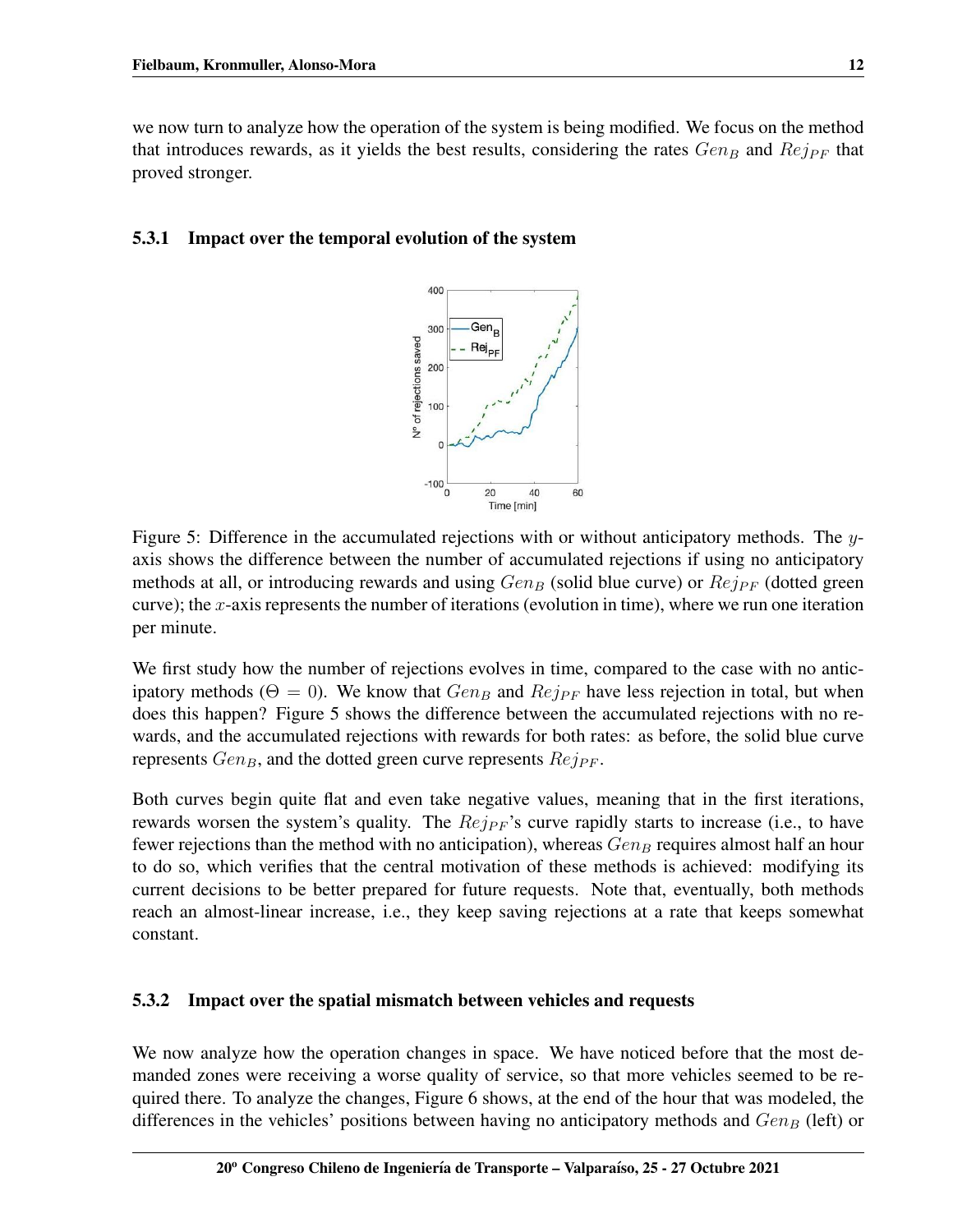we now turn to analyze how the operation of the system is being modified. We focus on the method that introduces rewards, as it yields the best results, considering the rates $Gen_B$ and $Rej_{PF}$ that proved stronger.

### 5.3.1 Impact over the temporal evolution of the system

Figure 5: Difference in the accumulated rejections with or without anticipatory methods. The $y$-axis shows the difference between the number of accumulated rejections if using no anticipatory methods at all, or introducing rewards and using $Gen_B$ (solid blue curve) or $Rej_{PF}$ (dotted green curve); the $x$-axis represents the number of iterations (evolution in time), where we run one iteration per minute.

We first study how the number of rejections evolves in time, compared to the case with no anticipatory methods ($\Theta = 0$). We know that $Gen_B$ and $Rej_{PF}$ have less rejection in total, but when does this happen? Figure 5 shows the difference between the accumulated rejections with no rewards, and the accumulated rejections with rewards for both rates: as before, the solid blue curve represents $Gen_B$, and the dotted green curve represents $Rej_{PF}$.

Both curves begin quite flat and even take negative values, meaning that in the first iterations, rewards worsen the system's quality. The $Rej_{PF}$'s curve rapidly starts to increase (i.e., to have fewer rejections than the method with no anticipation), whereas $Gen_B$ requires almost half an hour to do so, which verifies that the central motivation of these methods is achieved: modifying its current decisions to be better prepared for future requests. Note that, eventually, both methods reach an almost-linear increase, i.e., they keep saving rejections at a rate that keeps somewhat constant.

### 5.3.2 Impact over the spatial mismatch between vehicles and requests

We now analyze how the operation changes in space. We have noticed before that the most demanded zones were receiving a worse quality of service, so that more vehicles seemed to be required there. To analyze the changes, Figure 6 shows, at the end of the hour that was modeled, the differences in the vehicles' positions between having no anticipatory methods and $Gen_B$ (left) or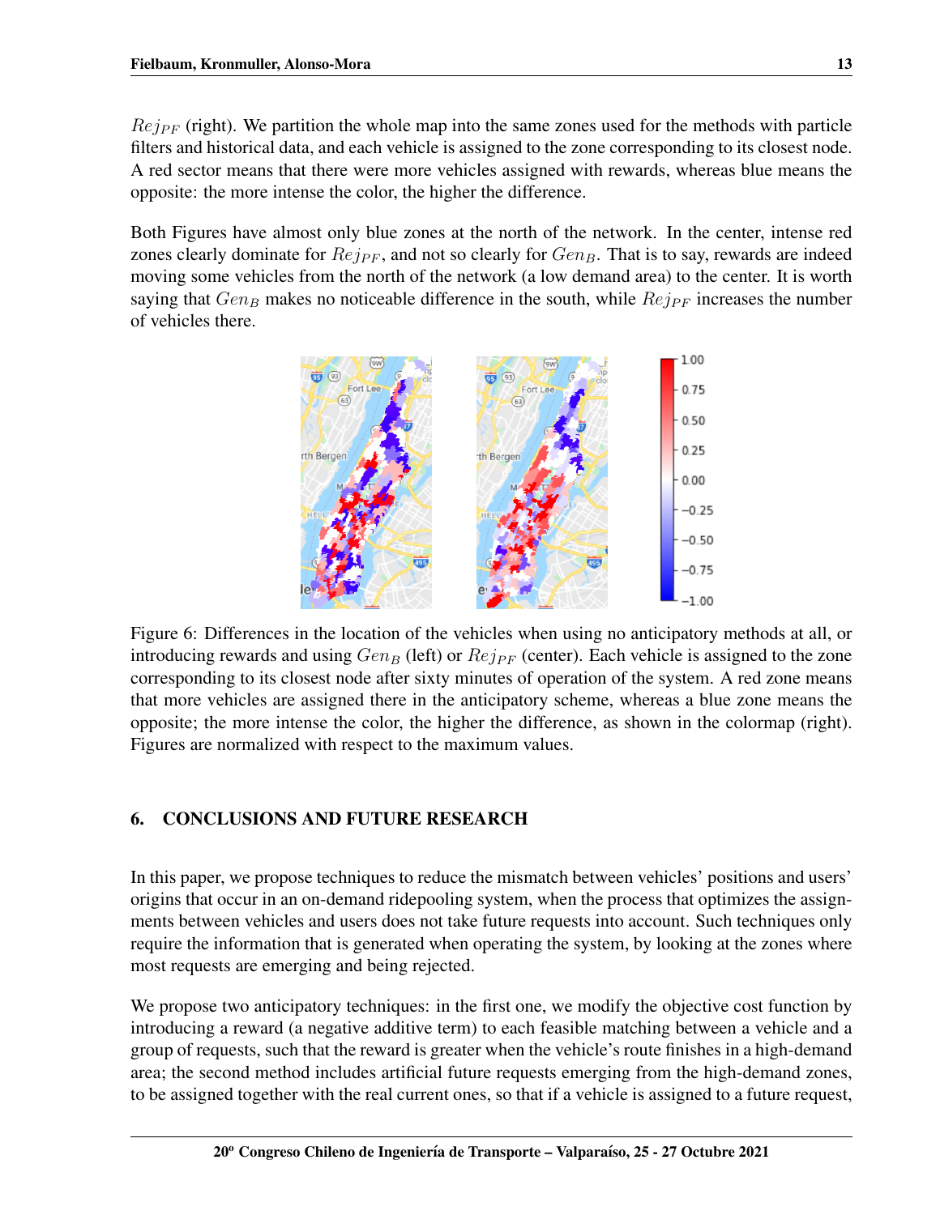$Rej_{PF}$ (right). We partition the whole map into the same zones used for the methods with particle filters and historical data, and each vehicle is assigned to the zone corresponding to its closest node. A red sector means that there were more vehicles assigned with rewards, whereas blue means the opposite: the more intense the color, the higher the difference.

Both Figures have almost only blue zones at the north of the network. In the center, intense red zones clearly dominate for $Rej_{PF}$, and not so clearly for $Gen_B$. That is to say, rewards are indeed moving some vehicles from the north of the network (a low demand area) to the center. It is worth saying that $Gen_B$ makes no noticeable difference in the south, while $Rej_{PF}$ increases the number of vehicles there.

Figure 6: Differences in the location of the vehicles when using no anticipatory methods at all, or introducing rewards and using $Gen_B$ (left) or $Rej_{PF}$ (center). Each vehicle is assigned to the zone corresponding to its closest node after sixty minutes of operation of the system. A red zone means that more vehicles are assigned there in the anticipatory scheme, whereas a blue zone means the opposite; the more intense the color, the higher the difference, as shown in the colormap (right). Figures are normalized with respect to the maximum values.

## 6. CONCLUSIONS AND FUTURE RESEARCH

In this paper, we propose techniques to reduce the mismatch between vehicles' positions and users' origins that occur in an on-demand ridepooling system, when the process that optimizes the assignments between vehicles and users does not take future requests into account. Such techniques only require the information that is generated when operating the system, by looking at the zones where most requests are emerging and being rejected.

We propose two anticipatory techniques: in the first one, we modify the objective cost function by introducing a reward (a negative additive term) to each feasible matching between a vehicle and a group of requests, such that the reward is greater when the vehicle's route finishes in a high-demand area; the second method includes artificial future requests emerging from the high-demand zones, to be assigned together with the real current ones, so that if a vehicle is assigned to a future request,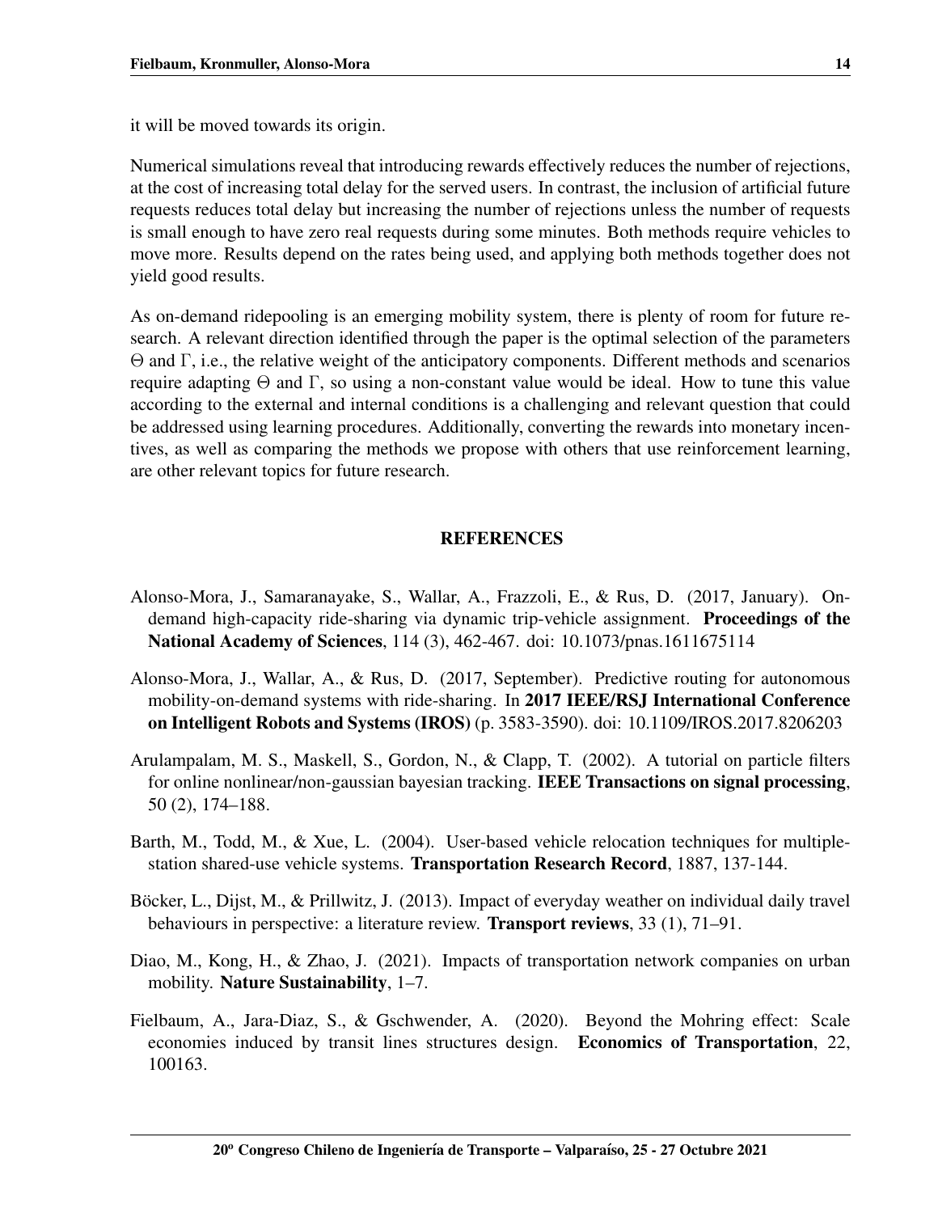it will be moved towards its origin.

Numerical simulations reveal that introducing rewards effectively reduces the number of rejections, at the cost of increasing total delay for the served users. In contrast, the inclusion of artificial future requests reduces total delay but increasing the number of rejections unless the number of requests is small enough to have zero real requests during some minutes. Both methods require vehicles to move more. Results depend on the rates being used, and applying both methods together does not yield good results.

As on-demand ridepooling is an emerging mobility system, there is plenty of room for future research. A relevant direction identified through the paper is the optimal selection of the parameters $\Theta$ and $\Gamma$, i.e., the relative weight of the anticipatory components. Different methods and scenarios require adapting $\Theta$ and $\Gamma$, so using a non-constant value would be ideal. How to tune this value according to the external and internal conditions is a challenging and relevant question that could be addressed using learning procedures. Additionally, converting the rewards into monetary incentives, as well as comparing the methods we propose with others that use reinforcement learning, are other relevant topics for future research.

## REFERENCES

Alonso-Mora, J., Samaranayake, S., Wallar, A., Frazzoli, E., & Rus, D. (2017, January). On-demand high-capacity ride-sharing via dynamic trip-vehicle assignment. **Proceedings of the National Academy of Sciences**, 114 (3), 462-467. doi: 10.1073/pnas.1611675114

Alonso-Mora, J., Wallar, A., & Rus, D. (2017, September). Predictive routing for autonomous mobility-on-demand systems with ride-sharing. In **2017 IEEE/RSJ International Conference on Intelligent Robots and Systems (IROS)** (p. 3583-3590). doi: 10.1109/IROS.2017.8206203

Arulampalam, M. S., Maskell, S., Gordon, N., & Clapp, T. (2002). A tutorial on particle filters for online nonlinear/non-gaussian bayesian tracking. **IEEE Transactions on signal processing**, 50 (2), 174–188.

Barth, M., Todd, M., & Xue, L. (2004). User-based vehicle relocation techniques for multiple-station shared-use vehicle systems. **Transportation Research Record**, 1887, 137-144.

Böcker, L., Dijst, M., & Prillwitz, J. (2013). Impact of everyday weather on individual daily travel behaviours in perspective: a literature review. **Transport reviews**, 33 (1), 71–91.

Diao, M., Kong, H., & Zhao, J. (2021). Impacts of transportation network companies on urban mobility. **Nature Sustainability**, 1–7.

Fielbaum, A., Jara-Diaz, S., & Gschwender, A. (2020). Beyond the Mohring effect: Scale economies induced by transit lines structures design. **Economics of Transportation**, 22, 100163.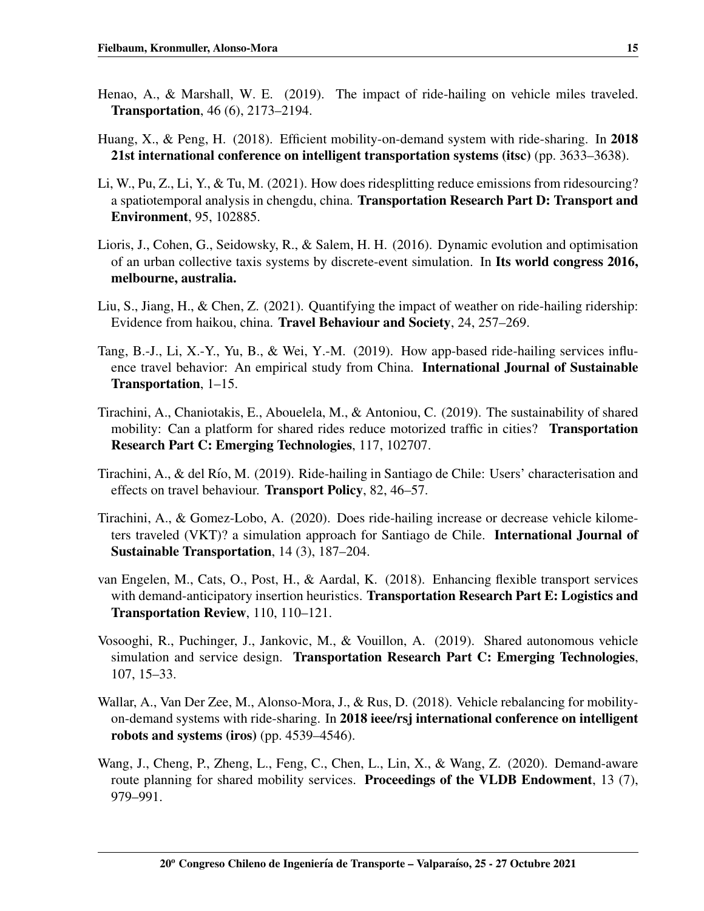Henao, A., & Marshall, W. E. (2019). The impact of ride-hailing on vehicle miles traveled. **Transportation**, 46 (6), 2173–2194.

Huang, X., & Peng, H. (2018). Efficient mobility-on-demand system with ride-sharing. In **2018 21st international conference on intelligent transportation systems (itsc)** (pp. 3633–3638).

Li, W., Pu, Z., Li, Y., & Tu, M. (2021). How does ridesplitting reduce emissions from ridesourcing? a spatiotemporal analysis in chengdu, china. **Transportation Research Part D: Transport and Environment**, 95, 102885.

Lioris, J., Cohen, G., Seidowsky, R., & Salem, H. H. (2016). Dynamic evolution and optimisation of an urban collective taxis systems by discrete-event simulation. In **Its world congress 2016, melbourne, australia.**

Liu, S., Jiang, H., & Chen, Z. (2021). Quantifying the impact of weather on ride-hailing ridership: Evidence from haikou, china. **Travel Behaviour and Society**, 24, 257–269.

Tang, B.-J., Li, X.-Y., Yu, B., & Wei, Y.-M. (2019). How app-based ride-hailing services influence travel behavior: An empirical study from China. **International Journal of Sustainable Transportation**, 1–15.

Tirachini, A., Chaniotakis, E., Abouelela, M., & Antoniou, C. (2019). The sustainability of shared mobility: Can a platform for shared rides reduce motorized traffic in cities? **Transportation Research Part C: Emerging Technologies**, 117, 102707.

Tirachini, A., & del Río, M. (2019). Ride-hailing in Santiago de Chile: Users' characterisation and effects on travel behaviour. **Transport Policy**, 82, 46–57.

Tirachini, A., & Gomez-Lobo, A. (2020). Does ride-hailing increase or decrease vehicle kilometers traveled (VKT)? a simulation approach for Santiago de Chile. **International Journal of Sustainable Transportation**, 14 (3), 187–204.

van Engelen, M., Cats, O., Post, H., & Aardal, K. (2018). Enhancing flexible transport services with demand-anticipatory insertion heuristics. **Transportation Research Part E: Logistics and Transportation Review**, 110, 110–121.

Vosooghi, R., Puchinger, J., Jankovic, M., & Vouillon, A. (2019). Shared autonomous vehicle simulation and service design. **Transportation Research Part C: Emerging Technologies**, 107, 15–33.

Wallar, A., Van Der Zee, M., Alonso-Mora, J., & Rus, D. (2018). Vehicle rebalancing for mobility-on-demand systems with ride-sharing. In **2018 ieee/rsj international conference on intelligent robots and systems (iros)** (pp. 4539–4546).

Wang, J., Cheng, P., Zheng, L., Feng, C., Chen, L., Lin, X., & Wang, Z. (2020). Demand-aware route planning for shared mobility services. **Proceedings of the VLDB Endowment**, 13 (7), 979–991.